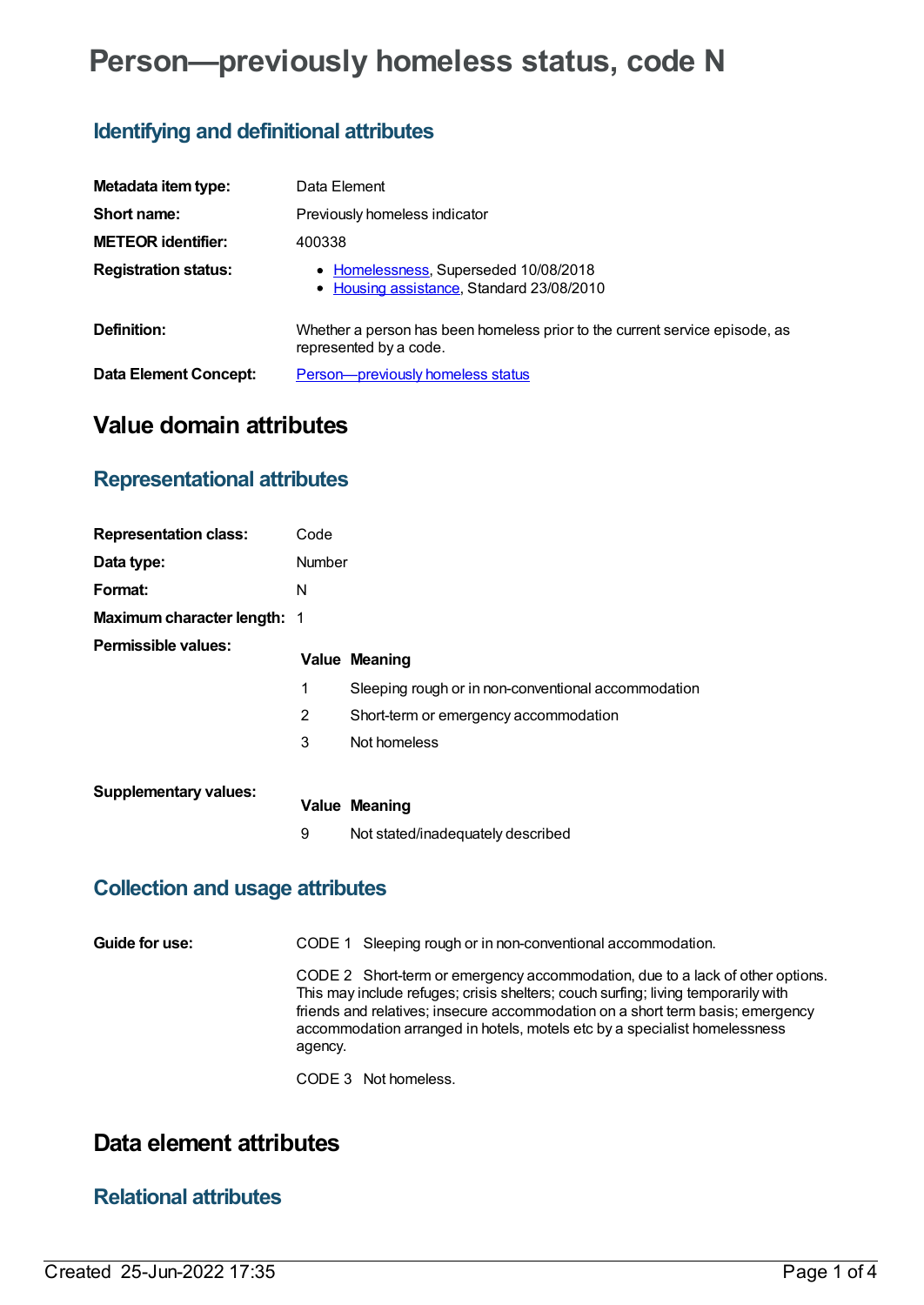# Person—previously homeless status, code N

## Identifying and definitional attributes

| | |
|---|---|
| **Metadata item type:** | Data Element |
| **Short name:** | Previously homeless indicator |
| **METEOR identifier:** | 400338 |
| **Registration status:** | • Homelessness, Superseded 10/08/2018<br>• Housing assistance, Standard 23/08/2010 |
| **Definition:** | Whether a person has been homeless prior to the current service episode, as represented by a code. |
| **Data Element Concept:** | Person—previously homeless status |

# Value domain attributes

## Representational attributes

| | |
|---|---|
| **Representation class:** | Code |
| **Data type:** | Number |
| **Format:** | N |
| **Maximum character length:** | 1 |

**Permissible values:**

| Value | Meaning |
|---|---|
| 1 | Sleeping rough or in non-conventional accommodation |
| 2 | Short-term or emergency accommodation |
| 3 | Not homeless |

**Supplementary values:**

| Value | Meaning |
|---|---|
| 9 | Not stated/inadequately described |

## Collection and usage attributes

**Guide for use:**

CODE 1 Sleeping rough or in non-conventional accommodation.

CODE 2 Short-term or emergency accommodation, due to a lack of other options. This may include refuges; crisis shelters; couch surfing; living temporarily with friends and relatives; insecure accommodation on a short term basis; emergency accommodation arranged in hotels, motels etc by a specialist homelessness agency.

CODE 3 Not homeless.

# Data element attributes

## Relational attributes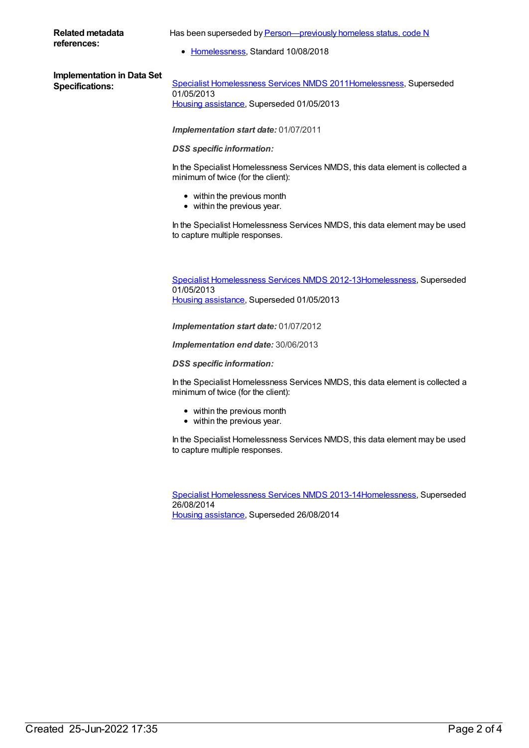**Related metadata references:**

Has been superseded by Person—previously homeless status, code N

- Homelessness, Standard 10/08/2018

**Implementation in Data Set Specifications:**

Specialist Homelessness Services NMDS 2011Homelessness, Superseded 01/05/2013
Housing assistance, Superseded 01/05/2013

***Implementation start date:*** 01/07/2011

***DSS specific information:***

In the Specialist Homelessness Services NMDS, this data element is collected a minimum of twice (for the client):

- within the previous month
- within the previous year.

In the Specialist Homelessness Services NMDS, this data element may be used to capture multiple responses.

Specialist Homelessness Services NMDS 2012-13Homelessness, Superseded 01/05/2013
Housing assistance, Superseded 01/05/2013

***Implementation start date:*** 01/07/2012

***Implementation end date:*** 30/06/2013

***DSS specific information:***

In the Specialist Homelessness Services NMDS, this data element is collected a minimum of twice (for the client):

- within the previous month
- within the previous year.

In the Specialist Homelessness Services NMDS, this data element may be used to capture multiple responses.

Specialist Homelessness Services NMDS 2013-14Homelessness, Superseded 26/08/2014
Housing assistance, Superseded 26/08/2014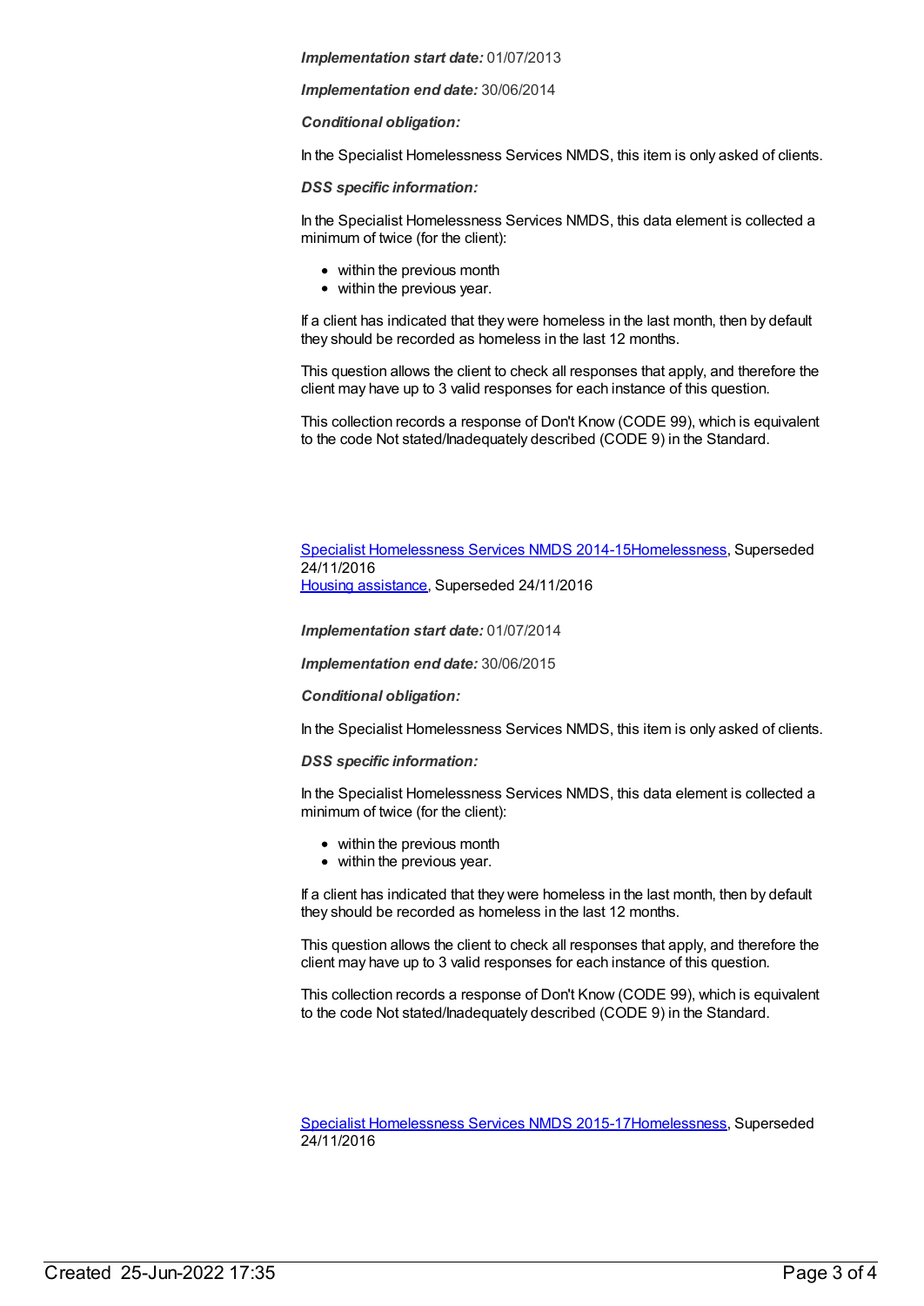***Implementation start date:*** 01/07/2013

***Implementation end date:*** 30/06/2014

***Conditional obligation:***

In the Specialist Homelessness Services NMDS, this item is only asked of clients.

***DSS specific information:***

In the Specialist Homelessness Services NMDS, this data element is collected a minimum of twice (for the client):

- within the previous month
- within the previous year.

If a client has indicated that they were homeless in the last month, then by default they should be recorded as homeless in the last 12 months.

This question allows the client to check all responses that apply, and therefore the client may have up to 3 valid responses for each instance of this question.

This collection records a response of Don't Know (CODE 99), which is equivalent to the code Not stated/Inadequately described (CODE 9) in the Standard.

[Specialist Homelessness Services NMDS 2014-15](#)[Homelessness](#), Superseded 24/11/2016
[Housing assistance](#), Superseded 24/11/2016

***Implementation start date:*** 01/07/2014

***Implementation end date:*** 30/06/2015

***Conditional obligation:***

In the Specialist Homelessness Services NMDS, this item is only asked of clients.

***DSS specific information:***

In the Specialist Homelessness Services NMDS, this data element is collected a minimum of twice (for the client):

- within the previous month
- within the previous year.

If a client has indicated that they were homeless in the last month, then by default they should be recorded as homeless in the last 12 months.

This question allows the client to check all responses that apply, and therefore the client may have up to 3 valid responses for each instance of this question.

This collection records a response of Don't Know (CODE 99), which is equivalent to the code Not stated/Inadequately described (CODE 9) in the Standard.

[Specialist Homelessness Services NMDS 2015-17](#)[Homelessness](#), Superseded 24/11/2016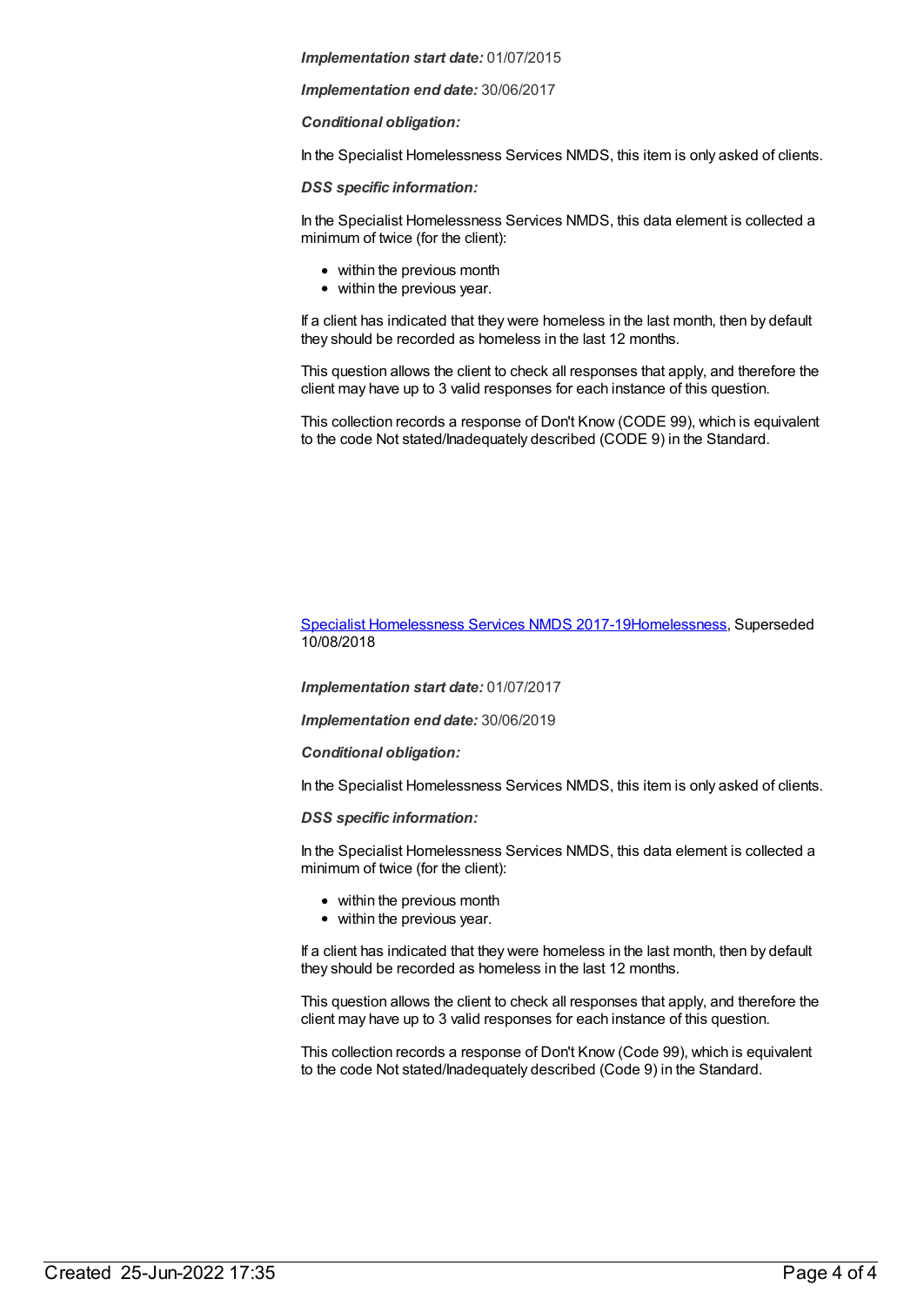***Implementation start date:*** 01/07/2015

***Implementation end date:*** 30/06/2017

***Conditional obligation:***

In the Specialist Homelessness Services NMDS, this item is only asked of clients.

***DSS specific information:***

In the Specialist Homelessness Services NMDS, this data element is collected a minimum of twice (for the client):

- within the previous month
- within the previous year.

If a client has indicated that they were homeless in the last month, then by default they should be recorded as homeless in the last 12 months.

This question allows the client to check all responses that apply, and therefore the client may have up to 3 valid responses for each instance of this question.

This collection records a response of Don't Know (CODE 99), which is equivalent to the code Not stated/Inadequately described (CODE 9) in the Standard.

[Specialist Homelessness Services NMDS 2017-19Homelessness](), Superseded 10/08/2018

***Implementation start date:*** 01/07/2017

***Implementation end date:*** 30/06/2019

***Conditional obligation:***

In the Specialist Homelessness Services NMDS, this item is only asked of clients.

***DSS specific information:***

In the Specialist Homelessness Services NMDS, this data element is collected a minimum of twice (for the client):

- within the previous month
- within the previous year.

If a client has indicated that they were homeless in the last month, then by default they should be recorded as homeless in the last 12 months.

This question allows the client to check all responses that apply, and therefore the client may have up to 3 valid responses for each instance of this question.

This collection records a response of Don't Know (Code 99), which is equivalent to the code Not stated/Inadequately described (Code 9) in the Standard.